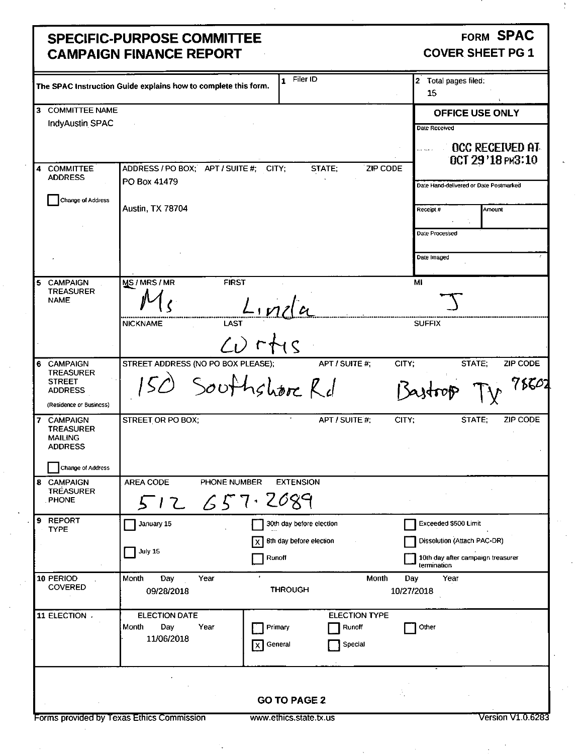# SPECIFIC-PURPOSE COMMITTEE CAMPAIGN FINANCE REPORT

**FORM SPAC**
**COVER SHEET PG 1**

The SPAC Instruction Guide explains how to complete this form.

**1** Filer ID

**2** Total pages filed: 15

**3 COMMITTEE NAME**
IndyAustin SPAC

**OFFICE USE ONLY**
Date Received: OCC RECEIVED AT OCT 29 '18 PM3:10
Date Hand-delivered or Date Postmarked
Receipt # | Amount
Date Processed
Date Imaged

**4 COMMITTEE ADDRESS** (ADDRESS / PO BOX; APT / SUITE #; CITY; STATE; ZIP CODE)
☐ Change of Address
PO Box 41479
Austin, TX 78704

**5 CAMPAIGN TREASURER NAME**

| MS / MRS / MR | FIRST | MI |
|---|---|---|
| Ms | Linda | J |
| **NICKNAME** | **LAST** | **SUFFIX** |
| | Curtis | |

**6 CAMPAIGN TREASURER STREET ADDRESS** (Residence or Business)

| STREET ADDRESS (NO PO BOX PLEASE); | APT / SUITE #; | CITY; | STATE; | ZIP CODE |
|---|---|---|---|---|
| 150 Southshore Rd | | Bastrop | TX | 78602 |

**7 CAMPAIGN TREASURER MAILING ADDRESS**
☐ Change of Address

| STREET OR PO BOX; | APT / SUITE #; | CITY; | STATE; | ZIP CODE |
|---|---|---|---|---|
| | | | | |

**8 CAMPAIGN TREASURER PHONE**

| AREA CODE | PHONE NUMBER | EXTENSION |
|---|---|---|
| 512 | 657-2089 | |

**9 REPORT TYPE**

- ☐ January 15
- ☐ July 15
- ☐ 30th day before election
- ☒ 8th day before election
- ☐ Runoff
- ☐ Exceeded $500 Limit
- ☐ Dissolution (Attach PAC-DR)
- ☐ 10th day after campaign treasurer termination

**10 PERIOD COVERED**
Month Day Year: 09/28/2018 THROUGH Month Day Year: 10/27/2018

**11 ELECTION**
ELECTION DATE (Month Day Year): 11/06/2018

ELECTION TYPE:
- ☐ Primary
- ☒ General
- ☐ Runoff
- ☐ Special
- ☐ Other

**GO TO PAGE 2**

Forms provided by Texas Ethics Commission www.ethics.state.tx.us Version V1.0.6283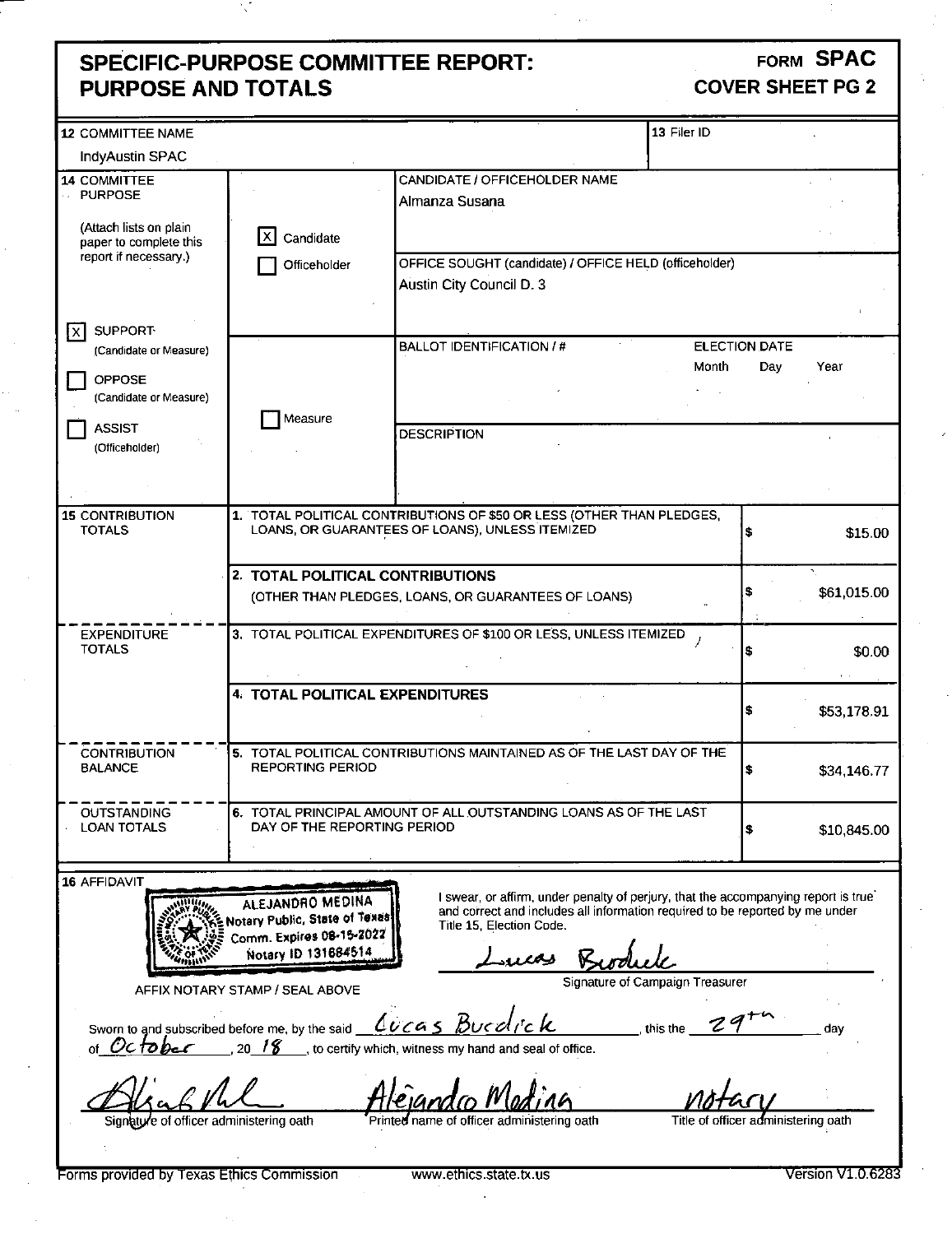# SPECIFIC-PURPOSE COMMITTEE REPORT: PURPOSE AND TOTALS

**FORM SPAC**
**COVER SHEET PG 2**

| | | | |
|---|---|---|---|
| **12** COMMITTEE NAME<br>IndyAustin SPAC | | **13** Filer ID | |

**14 COMMITTEE PURPOSE**

(Attach lists on plain paper to complete this report if necessary.)

- [X] SUPPORT (Candidate or Measure)
- [ ] OPPOSE (Candidate or Measure)
- [ ] ASSIST (Officeholder)

- [X] Candidate
- [ ] Officeholder

CANDIDATE / OFFICEHOLDER NAME: Almanza Susana

OFFICE SOUGHT (candidate) / OFFICE HELD (officeholder): Austin City Council D. 3

- [ ] Measure

BALLOT IDENTIFICATION / #:

ELECTION DATE: Month Day Year

DESCRIPTION:

| | | |
|---|---|---|
| **15** CONTRIBUTION TOTALS | 1. TOTAL POLITICAL CONTRIBUTIONS OF $50 OR LESS (OTHER THAN PLEDGES, LOANS, OR GUARANTEES OF LOANS), UNLESS ITEMIZED | $ $15.00 |
| | 2. **TOTAL POLITICAL CONTRIBUTIONS** (OTHER THAN PLEDGES, LOANS, OR GUARANTEES OF LOANS) | $ $61,015.00 |
| EXPENDITURE TOTALS | 3. TOTAL POLITICAL EXPENDITURES OF $100 OR LESS, UNLESS ITEMIZED | $ $0.00 |
| | 4. **TOTAL POLITICAL EXPENDITURES** | $ $53,178.91 |
| CONTRIBUTION BALANCE | 5. TOTAL POLITICAL CONTRIBUTIONS MAINTAINED AS OF THE LAST DAY OF THE REPORTING PERIOD | $ $34,146.77 |
| OUTSTANDING LOAN TOTALS | 6. TOTAL PRINCIPAL AMOUNT OF ALL OUTSTANDING LOANS AS OF THE LAST DAY OF THE REPORTING PERIOD | $ $10,845.00 |

**16 AFFIDAVIT**

ALEJANDRO MEDINA
Notary Public, State of Texas
Comm. Expires 08-15-2022
Notary ID 131684514

AFFIX NOTARY STAMP / SEAL ABOVE

I swear, or affirm, under penalty of perjury, that the accompanying report is true and correct and includes all information required to be reported by me under Title 15, Election Code.

Lucas Burdick
Signature of Campaign Treasurer

Sworn to and subscribed before me, by the said Lucas Burdick, this the 29th day of October, 20 18, to certify which, witness my hand and seal of office.

(signature) — Signature of officer administering oath
Alejandro Medina — Printed name of officer administering oath
notary — Title of officer administering oath

Forms provided by Texas Ethics Commission — www.ethics.state.tx.us — Version V1.0.6283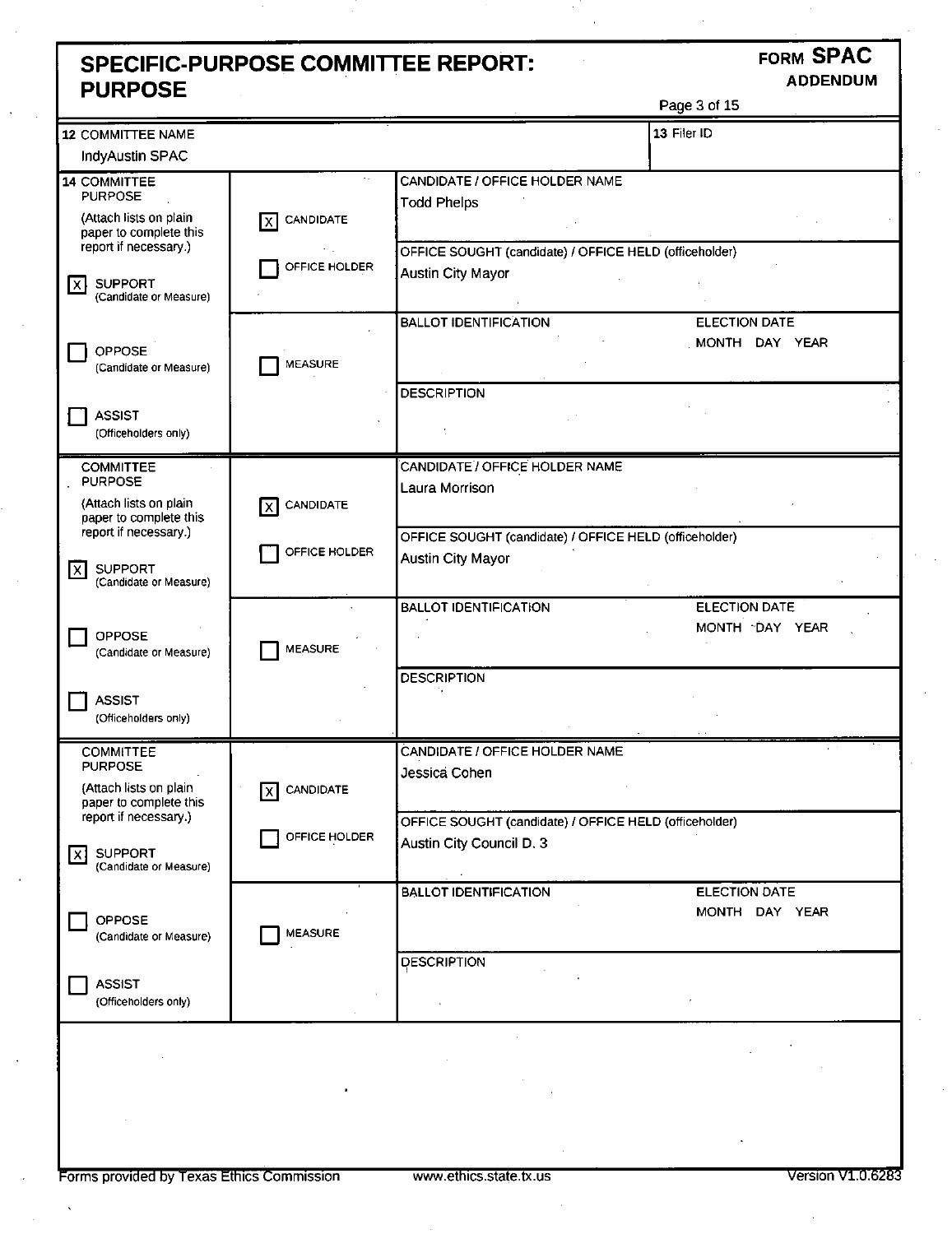# SPECIFIC-PURPOSE COMMITTEE REPORT: PURPOSE

**FORM SPAC ADDENDUM**

| 12 COMMITTEE NAME | 13 Filer ID |
|---|---|
| IndyAustin SPAC | |

## 14 COMMITTEE PURPOSE

(Attach lists on plain paper to complete this report if necessary.)

| Purpose | Type | Details |
|---|---|---|
| [X] SUPPORT (Candidate or Measure) / [ ] OPPOSE (Candidate or Measure) / [ ] ASSIST (Officeholders only) | [X] CANDIDATE / [ ] OFFICE HOLDER | CANDIDATE / OFFICE HOLDER NAME: Todd Phelps<br>OFFICE SOUGHT (candidate) / OFFICE HELD (officeholder): Austin City Mayor |
| | [ ] MEASURE | BALLOT IDENTIFICATION:<br>ELECTION DATE: MONTH DAY YEAR<br>DESCRIPTION: |

| Purpose | Type | Details |
|---|---|---|
| [X] SUPPORT (Candidate or Measure) / [ ] OPPOSE (Candidate or Measure) / [ ] ASSIST (Officeholders only) | [X] CANDIDATE / [ ] OFFICE HOLDER | CANDIDATE / OFFICE HOLDER NAME: Laura Morrison<br>OFFICE SOUGHT (candidate) / OFFICE HELD (officeholder): Austin City Mayor |
| | [ ] MEASURE | BALLOT IDENTIFICATION:<br>ELECTION DATE: MONTH DAY YEAR<br>DESCRIPTION: |

| Purpose | Type | Details |
|---|---|---|
| [X] SUPPORT (Candidate or Measure) / [ ] OPPOSE (Candidate or Measure) / [ ] ASSIST (Officeholders only) | [X] CANDIDATE / [ ] OFFICE HOLDER | CANDIDATE / OFFICE HOLDER NAME: Jessica Cohen<br>OFFICE SOUGHT (candidate) / OFFICE HELD (officeholder): Austin City Council D. 3 |
| | [ ] MEASURE | BALLOT IDENTIFICATION:<br>ELECTION DATE: MONTH DAY YEAR<br>DESCRIPTION: |

Forms provided by Texas Ethics Commission www.ethics.state.tx.us Version V1.0.6283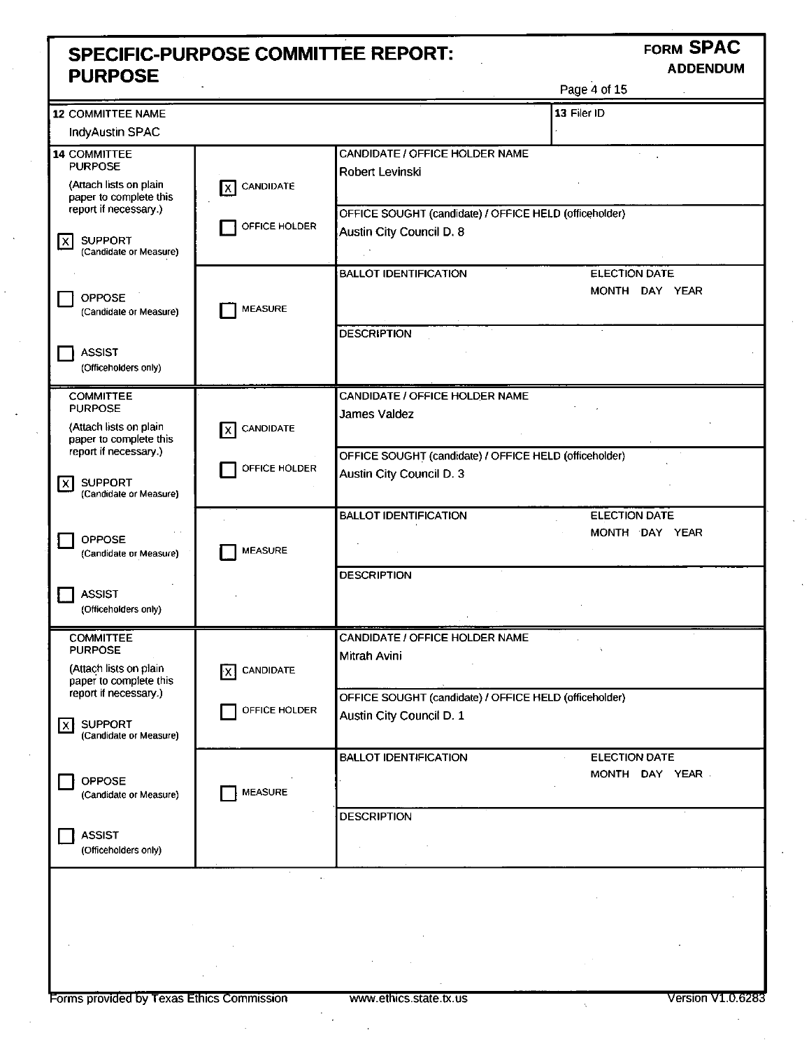# SPECIFIC-PURPOSE COMMITTEE REPORT: PURPOSE

**FORM SPAC**
**ADDENDUM**

| 12 COMMITTEE NAME | 13 Filer ID |
|---|---|
| IndyAustin SPAC | |

**14 COMMITTEE PURPOSE** (Attach lists on plain paper to complete this report if necessary.)

| Purpose | Type | Details |
|---|---|---|
| [X] SUPPORT (Candidate or Measure) / [ ] OPPOSE (Candidate or Measure) / [ ] ASSIST (Officeholders only) | [X] CANDIDATE / [ ] OFFICE HOLDER | CANDIDATE / OFFICE HOLDER NAME: Robert Levinski |
| | | OFFICE SOUGHT (candidate) / OFFICE HELD (officeholder): Austin City Council D. 8 |
| | [ ] MEASURE | BALLOT IDENTIFICATION: — ELECTION DATE (MONTH DAY YEAR): |
| | | DESCRIPTION: |

**COMMITTEE PURPOSE** (Attach lists on plain paper to complete this report if necessary.)

| Purpose | Type | Details |
|---|---|---|
| [X] SUPPORT (Candidate or Measure) / [ ] OPPOSE (Candidate or Measure) / [ ] ASSIST (Officeholders only) | [X] CANDIDATE / [ ] OFFICE HOLDER | CANDIDATE / OFFICE HOLDER NAME: James Valdez |
| | | OFFICE SOUGHT (candidate) / OFFICE HELD (officeholder): Austin City Council D. 3 |
| | [ ] MEASURE | BALLOT IDENTIFICATION: — ELECTION DATE (MONTH DAY YEAR): |
| | | DESCRIPTION: |

**COMMITTEE PURPOSE** (Attach lists on plain paper to complete this report if necessary.)

| Purpose | Type | Details |
|---|---|---|
| [X] SUPPORT (Candidate or Measure) / [ ] OPPOSE (Candidate or Measure) / [ ] ASSIST (Officeholders only) | [X] CANDIDATE / [ ] OFFICE HOLDER | CANDIDATE / OFFICE HOLDER NAME: Mitrah Avini |
| | | OFFICE SOUGHT (candidate) / OFFICE HELD (officeholder): Austin City Council D. 1 |
| | [ ] MEASURE | BALLOT IDENTIFICATION: — ELECTION DATE (MONTH DAY YEAR): |
| | | DESCRIPTION: |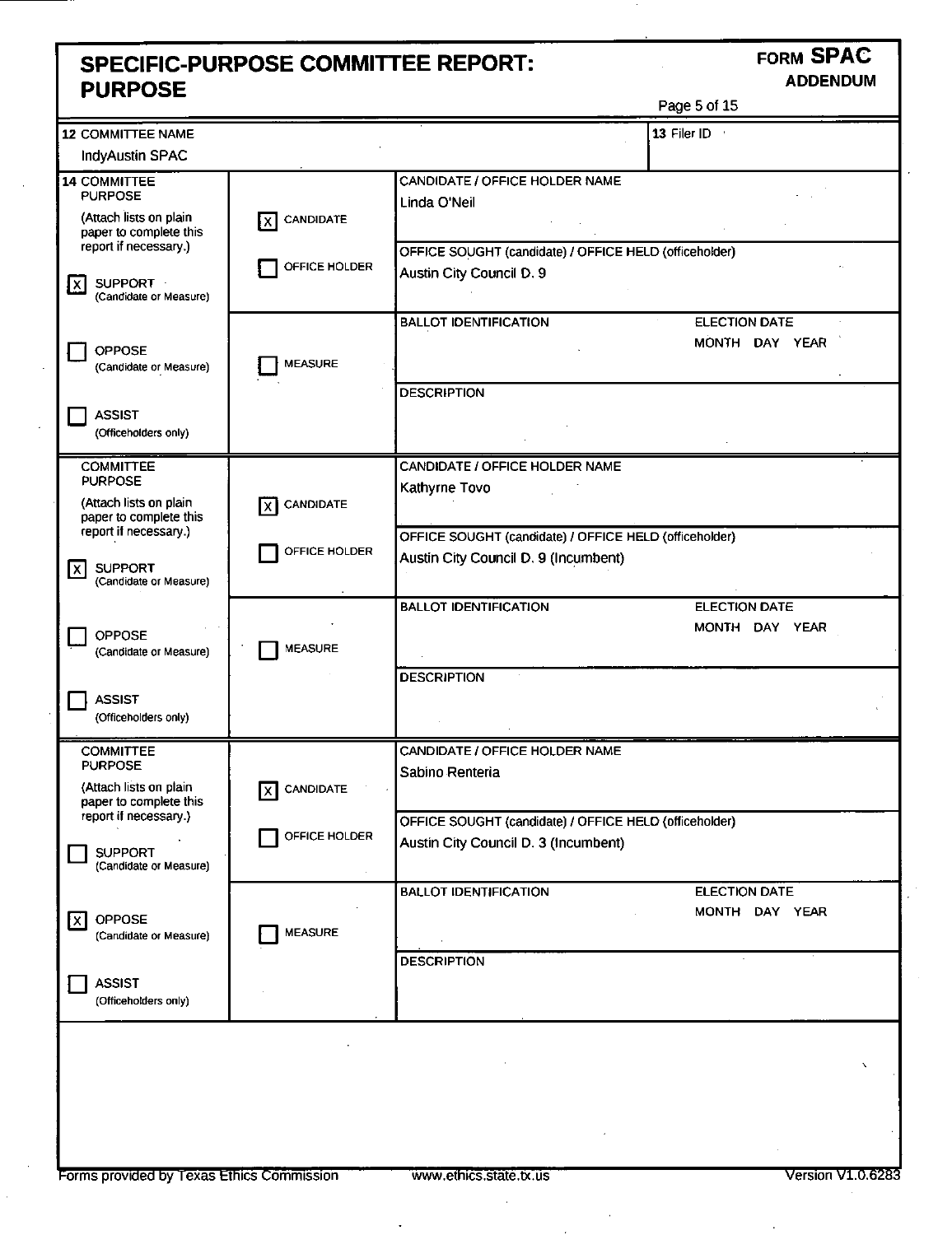# SPECIFIC-PURPOSE COMMITTEE REPORT: PURPOSE

**FORM SPAC**
**ADDENDUM**

| 12 COMMITTEE NAME | 13 Filer ID |
|---|---|
| IndyAustin SPAC | |

## 14 COMMITTEE PURPOSE

(Attach lists on plain paper to complete this report if necessary.)

| Purpose | Type | Details |
|---|---|---|
| [X] SUPPORT (Candidate or Measure) | [X] CANDIDATE | CANDIDATE / OFFICE HOLDER NAME: Linda O'Neil |
| [ ] OPPOSE (Candidate or Measure) | [ ] OFFICE HOLDER | OFFICE SOUGHT (candidate) / OFFICE HELD (officeholder): Austin City Council D. 9 |
| [ ] ASSIST (Officeholders only) | [ ] MEASURE | BALLOT IDENTIFICATION: / ELECTION DATE (MONTH DAY YEAR): |
| | | DESCRIPTION: |

### COMMITTEE PURPOSE

(Attach lists on plain paper to complete this report if necessary.)

| Purpose | Type | Details |
|---|---|---|
| [X] SUPPORT (Candidate or Measure) | [X] CANDIDATE | CANDIDATE / OFFICE HOLDER NAME: Kathyrne Tovo |
| [ ] OPPOSE (Candidate or Measure) | [ ] OFFICE HOLDER | OFFICE SOUGHT (candidate) / OFFICE HELD (officeholder): Austin City Council D. 9 (Incumbent) |
| [ ] ASSIST (Officeholders only) | [ ] MEASURE | BALLOT IDENTIFICATION: / ELECTION DATE (MONTH DAY YEAR): |
| | | DESCRIPTION: |

### COMMITTEE PURPOSE

(Attach lists on plain paper to complete this report if necessary.)

| Purpose | Type | Details |
|---|---|---|
| [ ] SUPPORT (Candidate or Measure) | [X] CANDIDATE | CANDIDATE / OFFICE HOLDER NAME: Sabino Renteria |
| [X] OPPOSE (Candidate or Measure) | [ ] OFFICE HOLDER | OFFICE SOUGHT (candidate) / OFFICE HELD (officeholder): Austin City Council D. 3 (Incumbent) |
| [ ] ASSIST (Officeholders only) | [ ] MEASURE | BALLOT IDENTIFICATION: / ELECTION DATE (MONTH DAY YEAR): |
| | | DESCRIPTION: |

Forms provided by Texas Ethics Commission www.ethics.state.tx.us Version V1.0.6283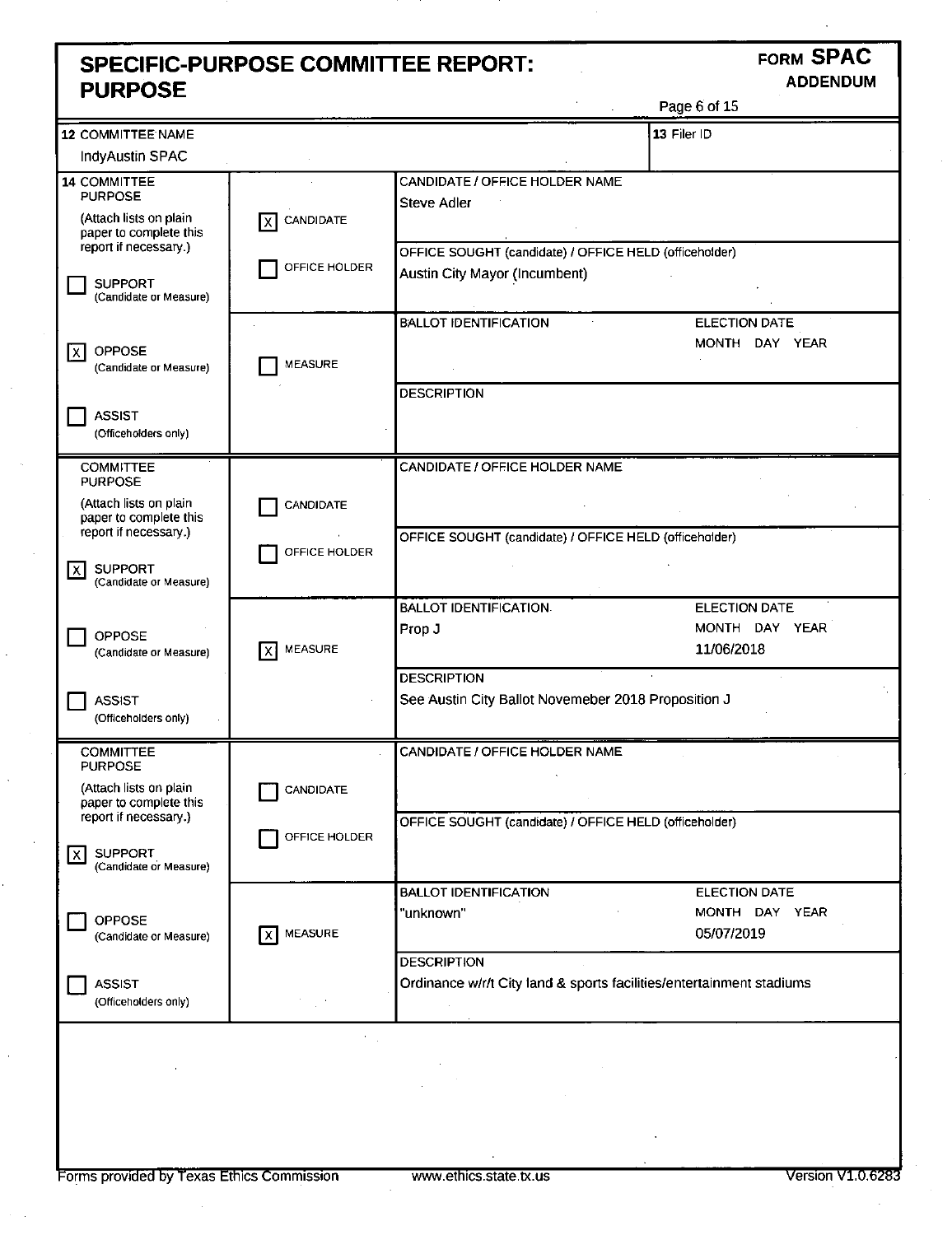# SPECIFIC-PURPOSE COMMITTEE REPORT: PURPOSE

**FORM SPAC**
**ADDENDUM**

| 12 COMMITTEE NAME | 13 Filer ID |
|---|---|
| IndyAustin SPAC | |

**14 COMMITTEE PURPOSE** (Attach lists on plain paper to complete this report if necessary.)

| Purpose | Type | Details |
|---|---|---|
| [ ] SUPPORT (Candidate or Measure)<br>[X] OPPOSE (Candidate or Measure)<br>[ ] ASSIST (Officeholders only) | [X] CANDIDATE<br>[ ] OFFICE HOLDER | CANDIDATE / OFFICE HOLDER NAME: Steve Adler<br>OFFICE SOUGHT (candidate) / OFFICE HELD (officeholder): Austin City Mayor (Incumbent) |
| | [ ] MEASURE | BALLOT IDENTIFICATION:<br>ELECTION DATE (MONTH DAY YEAR):<br>DESCRIPTION: |

**COMMITTEE PURPOSE** (Attach lists on plain paper to complete this report if necessary.)

| Purpose | Type | Details |
|---|---|---|
| [X] SUPPORT (Candidate or Measure)<br>[ ] OPPOSE (Candidate or Measure)<br>[ ] ASSIST (Officeholders only) | [ ] CANDIDATE<br>[ ] OFFICE HOLDER | CANDIDATE / OFFICE HOLDER NAME:<br>OFFICE SOUGHT (candidate) / OFFICE HELD (officeholder): |
| | [X] MEASURE | BALLOT IDENTIFICATION: Prop J<br>ELECTION DATE (MONTH DAY YEAR): 11/06/2018<br>DESCRIPTION: See Austin City Ballot Novemeber 2018 Proposition J |

**COMMITTEE PURPOSE** (Attach lists on plain paper to complete this report if necessary.)

| Purpose | Type | Details |
|---|---|---|
| [X] SUPPORT (Candidate or Measure)<br>[ ] OPPOSE (Candidate or Measure)<br>[ ] ASSIST (Officeholders only) | [ ] CANDIDATE<br>[ ] OFFICE HOLDER | CANDIDATE / OFFICE HOLDER NAME:<br>OFFICE SOUGHT (candidate) / OFFICE HELD (officeholder): |
| | [X] MEASURE | BALLOT IDENTIFICATION: "unknown"<br>ELECTION DATE (MONTH DAY YEAR): 05/07/2019<br>DESCRIPTION: Ordinance w/r/t City land & sports facilities/entertainment stadiums |

Forms provided by Texas Ethics Commission www.ethics.state.tx.us Version V1.0.6283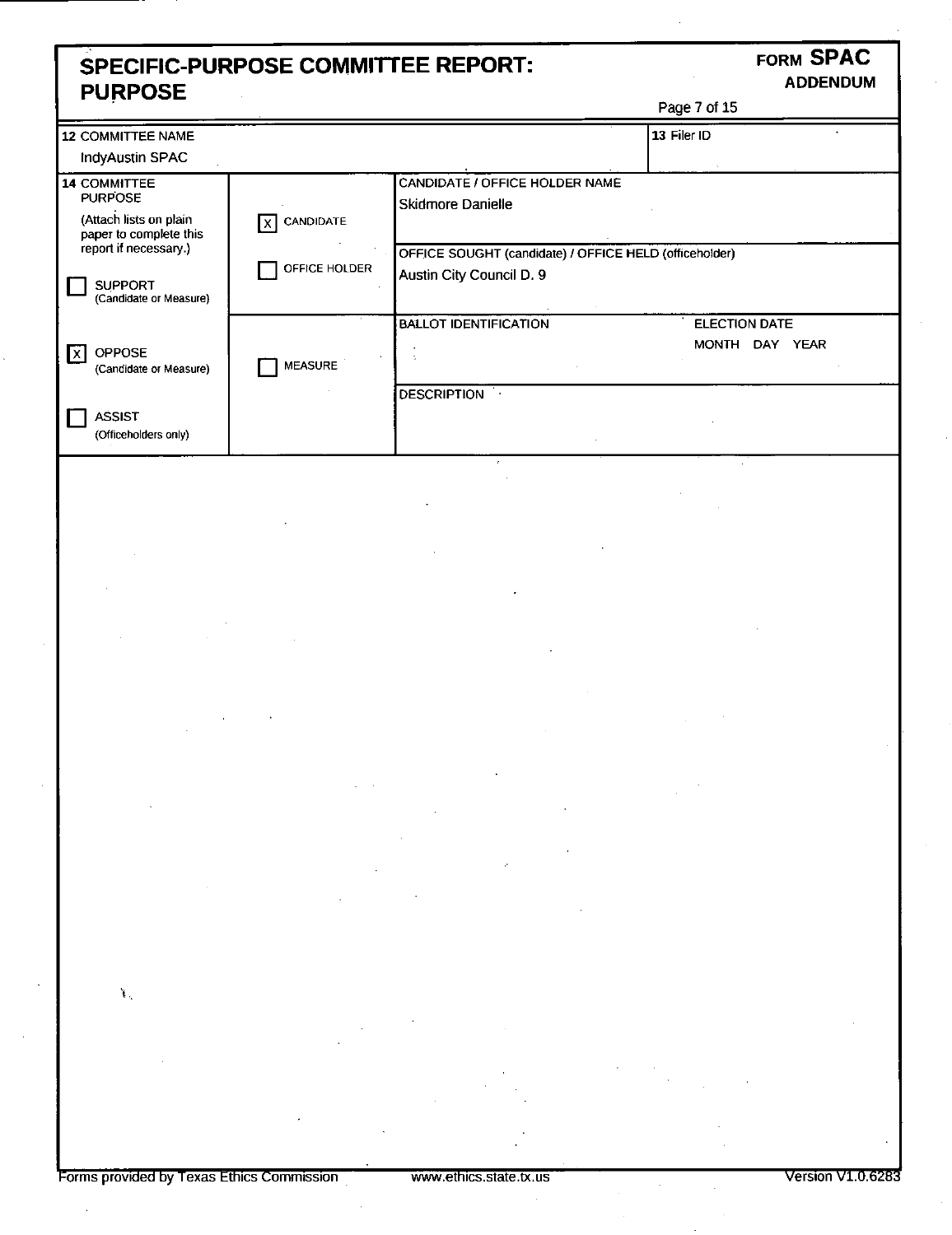# SPECIFIC-PURPOSE COMMITTEE REPORT: PURPOSE

**FORM SPAC**
**ADDENDUM**

| | | |
|---|---|---|
| **12** COMMITTEE NAME<br>IndyAustin SPAC | | **13** Filer ID |

| **14** COMMITTEE PURPOSE<br>(Attach lists on plain paper to complete this report if necessary.) | | |
|---|---|---|
| ☐ SUPPORT (Candidate or Measure) | ☒ CANDIDATE | CANDIDATE / OFFICE HOLDER NAME<br>Skidmore Danielle |
| ☒ OPPOSE (Candidate or Measure) | ☐ OFFICE HOLDER | OFFICE SOUGHT (candidate) / OFFICE HELD (officeholder)<br>Austin City Council D. 9 |
| ☐ ASSIST (Officeholders only) | ☐ MEASURE | BALLOT IDENTIFICATION &nbsp;&nbsp;&nbsp; ELECTION DATE (MONTH DAY YEAR) |
| | | DESCRIPTION |

Forms provided by Texas Ethics Commission www.ethics.state.tx.us Version V1.0.6283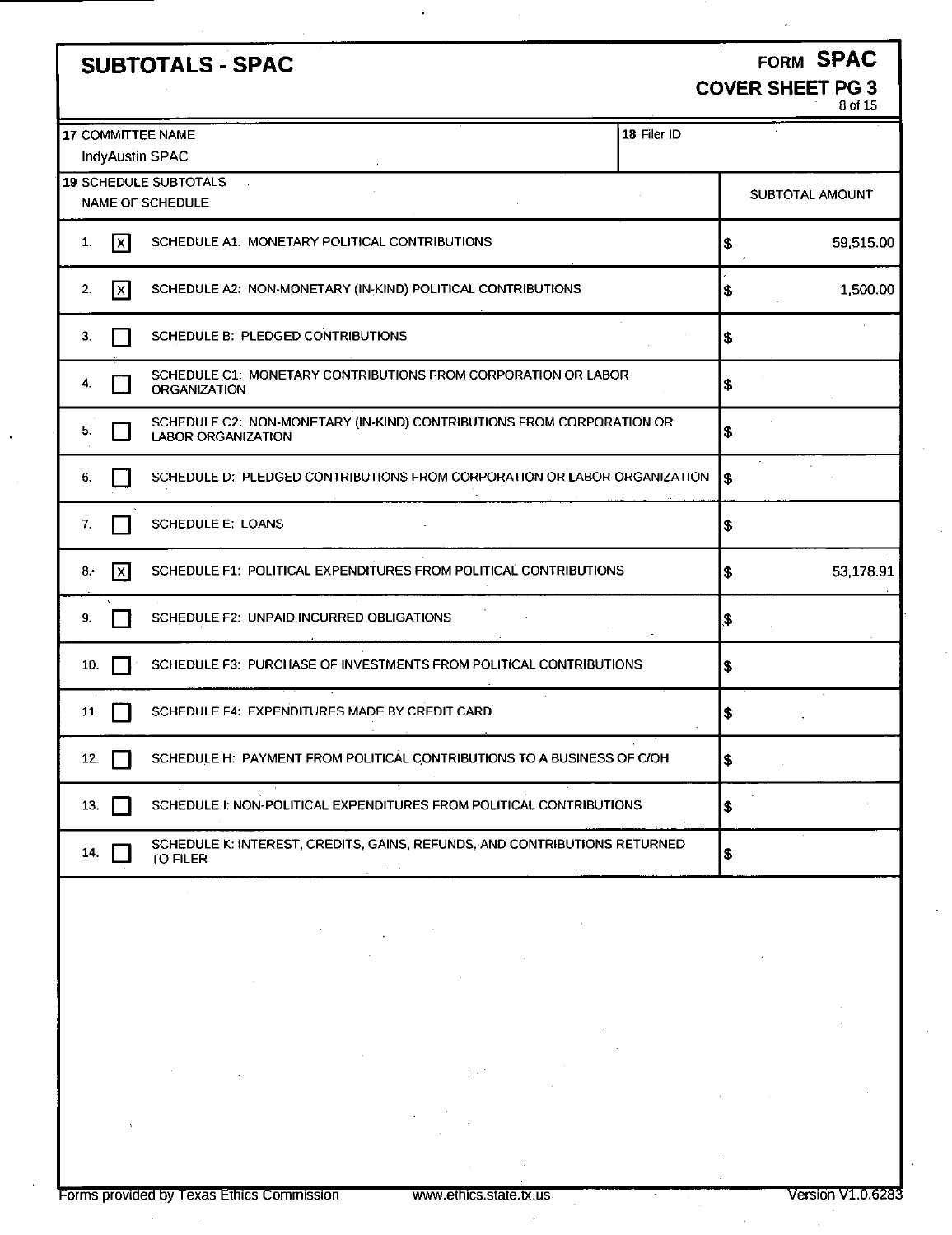# SUBTOTALS - SPAC

**FORM SPAC**
**COVER SHEET PG 3**

| 17 COMMITTEE NAME | 18 Filer ID |
|---|---|
| IndyAustin SPAC | |

**19 SCHEDULE SUBTOTALS**

| | | NAME OF SCHEDULE | SUBTOTAL AMOUNT |
|---|---|---|---|
| 1. | [X] | SCHEDULE A1: MONETARY POLITICAL CONTRIBUTIONS | $ 59,515.00 |
| 2. | [X] | SCHEDULE A2: NON-MONETARY (IN-KIND) POLITICAL CONTRIBUTIONS | $ 1,500.00 |
| 3. | [ ] | SCHEDULE B: PLEDGED CONTRIBUTIONS | $ |
| 4. | [ ] | SCHEDULE C1: MONETARY CONTRIBUTIONS FROM CORPORATION OR LABOR ORGANIZATION | $ |
| 5. | [ ] | SCHEDULE C2: NON-MONETARY (IN-KIND) CONTRIBUTIONS FROM CORPORATION OR LABOR ORGANIZATION | $ |
| 6. | [ ] | SCHEDULE D: PLEDGED CONTRIBUTIONS FROM CORPORATION OR LABOR ORGANIZATION | $ |
| 7. | [ ] | SCHEDULE E: LOANS | $ |
| 8. | [X] | SCHEDULE F1: POLITICAL EXPENDITURES FROM POLITICAL CONTRIBUTIONS | $ 53,178.91 |
| 9. | [ ] | SCHEDULE F2: UNPAID INCURRED OBLIGATIONS | $ |
| 10. | [ ] | SCHEDULE F3: PURCHASE OF INVESTMENTS FROM POLITICAL CONTRIBUTIONS | $ |
| 11. | [ ] | SCHEDULE F4: EXPENDITURES MADE BY CREDIT CARD | $ |
| 12. | [ ] | SCHEDULE H: PAYMENT FROM POLITICAL CONTRIBUTIONS TO A BUSINESS OF C/OH | $ |
| 13. | [ ] | SCHEDULE I: NON-POLITICAL EXPENDITURES FROM POLITICAL CONTRIBUTIONS | $ |
| 14. | [ ] | SCHEDULE K: INTEREST, CREDITS, GAINS, REFUNDS, AND CONTRIBUTIONS RETURNED TO FILER | $ |

Forms provided by Texas Ethics Commission www.ethics.state.tx.us Version V1.0.6283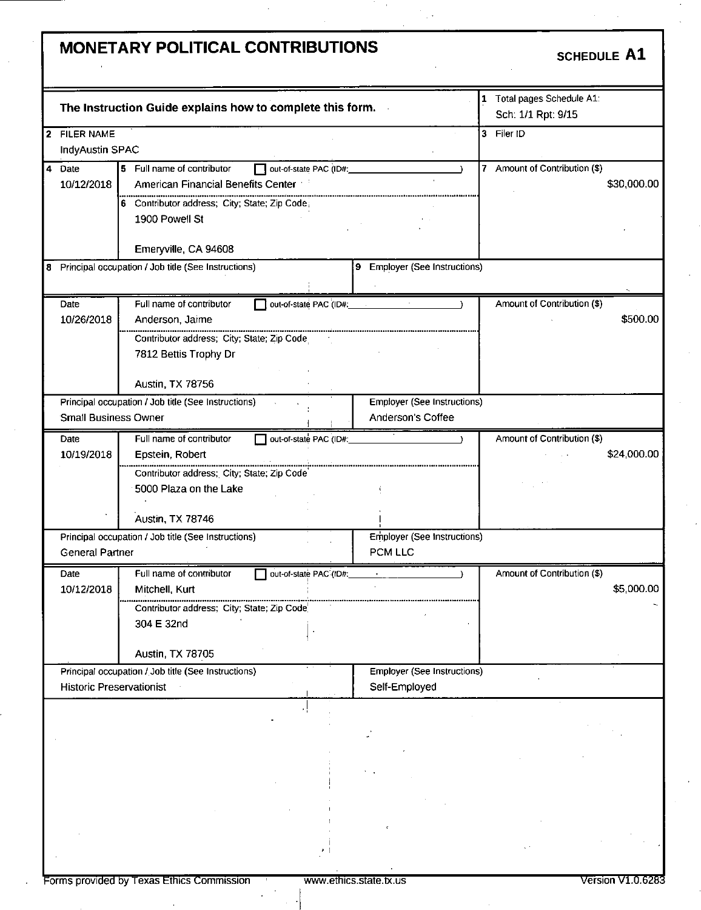# MONETARY POLITICAL CONTRIBUTIONS

**SCHEDULE A1**

| | |
|---|---|
| **The Instruction Guide explains how to complete this form.** | 1 Total pages Schedule A1: Sch: 1/1 Rpt: 9/15 |
| 2 FILER NAME<br>IndyAustin SPAC | 3 Filer ID |

| 4 Date | 5 Full name of contributor / 6 Contributor address; City; State; Zip Code | 7 Amount of Contribution ($) |
|---|---|---|
| 10/12/2018 | American Financial Benefits Center<br>1900 Powell St<br>Emeryville, CA 94608 | $30,000.00 |

| 8 Principal occupation / Job title (See Instructions) | 9 Employer (See Instructions) |
|---|---|
| | |

| Date | Full name of contributor / Contributor address; City; State; Zip Code | Amount of Contribution ($) |
|---|---|---|
| 10/26/2018 | Anderson, Jaime<br>7812 Bettis Trophy Dr<br>Austin, TX 78756 | $500.00 |

| Principal occupation / Job title (See Instructions) | Employer (See Instructions) |
|---|---|
| Small Business Owner | Anderson's Coffee |

| Date | Full name of contributor / Contributor address; City; State; Zip Code | Amount of Contribution ($) |
|---|---|---|
| 10/19/2018 | Epstein, Robert<br>5000 Plaza on the Lake<br>Austin, TX 78746 | $24,000.00 |

| Principal occupation / Job title (See Instructions) | Employer (See Instructions) |
|---|---|
| General Partner | PCM LLC |

| Date | Full name of contributor / Contributor address; City; State; Zip Code | Amount of Contribution ($) |
|---|---|---|
| 10/12/2018 | Mitchell, Kurt<br>304 E 32nd<br>Austin, TX 78705 | $5,000.00 |

| Principal occupation / Job title (See Instructions) | Employer (See Instructions) |
|---|---|
| Historic Preservationist | Self-Employed |

Forms provided by Texas Ethics Commission www.ethics.state.tx.us Version V1.0.6283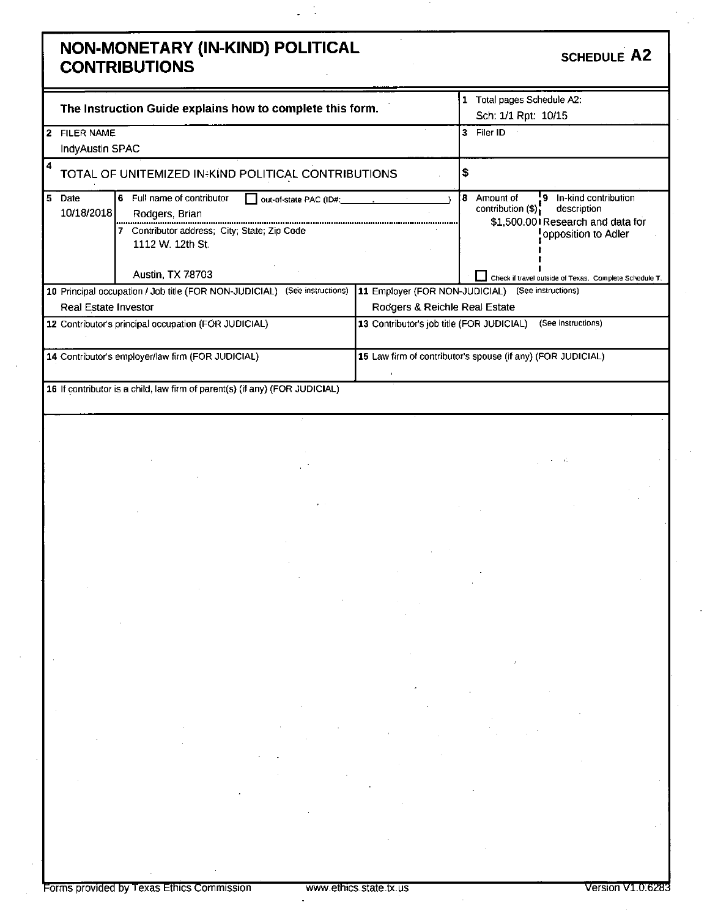# NON-MONETARY (IN-KIND) POLITICAL CONTRIBUTIONS

**SCHEDULE A2**

| | |
|---|---|
| **The Instruction Guide explains how to complete this form.** | 1 Total pages Schedule A2: Sch: 1/1 Rpt: 10/15 |
| 2 FILER NAME<br>IndyAustin SPAC | 3 Filer ID |
| 4 TOTAL OF UNITEMIZED IN-KIND POLITICAL CONTRIBUTIONS | $ |

| 5 Date | 6 Full name of contributor ☐ out-of-state PAC (ID#: ) | 8 Amount of contribution ($) | 9 In-kind contribution description |
|---|---|---|---|
| 10/18/2018 | Rodgers, Brian<br>7 Contributor address; City; State; Zip Code<br>1112 W. 12th St.<br>Austin, TX 78703 | $1,500.00 | Research and data for opposition to Adler<br>☐ Check if travel outside of Texas. Complete Schedule T. |

| | |
|---|---|
| 10 Principal occupation / Job title (FOR NON-JUDICIAL) (See instructions)<br>Real Estate Investor | 11 Employer (FOR NON-JUDICIAL) (See instructions)<br>Rodgers & Reichle Real Estate |
| 12 Contributor's principal occupation (FOR JUDICIAL) | 13 Contributor's job title (FOR JUDICIAL) (See instructions) |
| 14 Contributor's employer/law firm (FOR JUDICIAL) | 15 Law firm of contributor's spouse (if any) (FOR JUDICIAL) |
| 16 If contributor is a child, law firm of parent(s) (if any) (FOR JUDICIAL) | |

Forms provided by Texas Ethics Commission www.ethics.state.tx.us Version V1.0.6283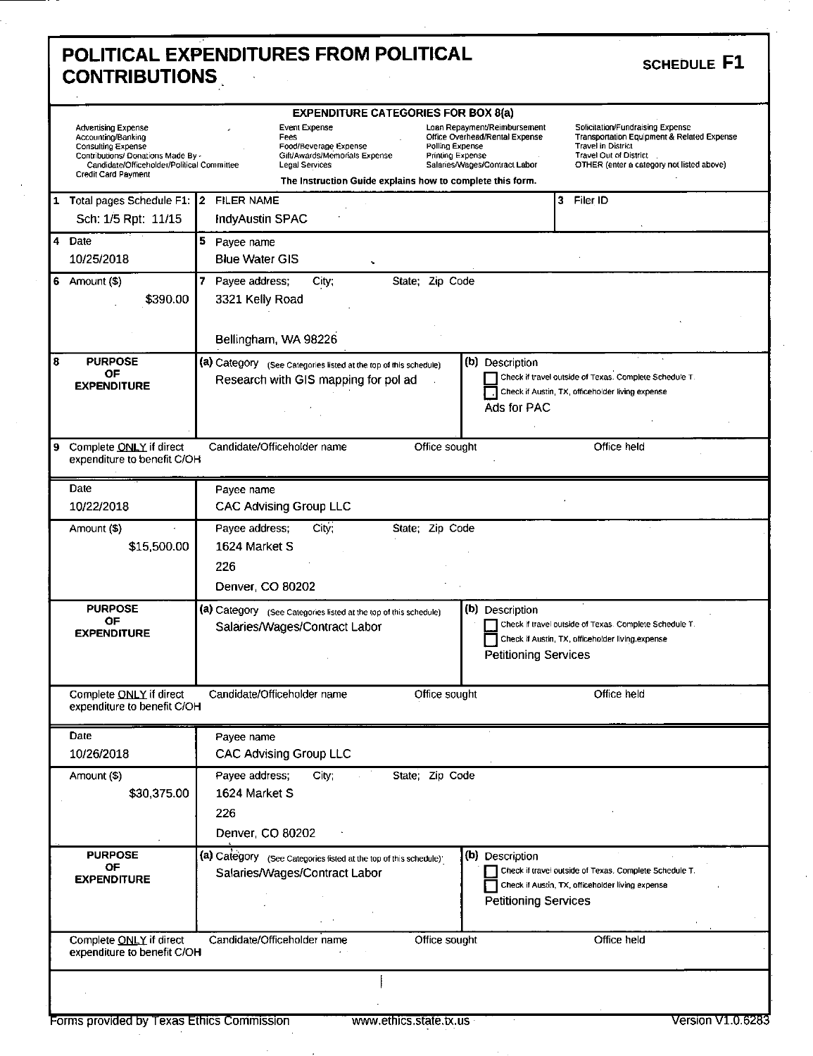# POLITICAL EXPENDITURES FROM POLITICAL CONTRIBUTIONS

**SCHEDULE F1**

**EXPENDITURE CATEGORIES FOR BOX 8(a)**

| | | | |
|---|---|---|---|
| Advertising Expense | Event Expense | Loan Repayment/Reimbursement | Solicitation/Fundraising Expense |
| Accounting/Banking | Fees | Office Overhead/Rental Expense | Transportation Equipment & Related Expense |
| Consulting Expense | Food/Beverage Expense | Polling Expense | Travel in District |
| Contributions/ Donations Made By - Candidate/Officeholder/Political Committee | Gift/Awards/Memorials Expense | Printing Expense | Travel Out of District |
| Credit Card Payment | Legal Services | Salaries/Wages/Contract Labor | OTHER (enter a category not listed above) |

The Instruction Guide explains how to complete this form.

| | | |
|---|---|---|
| 1 Total pages Schedule F1: Sch: 1/5 Rpt: 11/15 | 2 FILER NAME: IndyAustin SPAC | 3 Filer ID |

---

**4 Date:** 10/25/2018

**5 Payee name:** Blue Water GIS

**6 Amount ($):** $390.00

**7 Payee address; City; State; Zip Code:** 3321 Kelly Road, Bellingham, WA 98226

**8 PURPOSE OF EXPENDITURE**

- (a) Category: Research with GIS mapping for pol ad
- (b) Description: Ads for PAC
  - ☐ Check if travel outside of Texas. Complete Schedule T.
  - ☐ Check if Austin, TX, officeholder living expense

**9 Complete ONLY if direct expenditure to benefit C/OH:** Candidate/Officeholder name | Office sought | Office held

---

**Date:** 10/22/2018

**Payee name:** CAC Advising Group LLC

**Amount ($):** $15,500.00

**Payee address; City; State; Zip Code:** 1624 Market S, 226, Denver, CO 80202

**PURPOSE OF EXPENDITURE**

- (a) Category: Salaries/Wages/Contract Labor
- (b) Description: Petitioning Services
  - ☐ Check if travel outside of Texas. Complete Schedule T.
  - ☐ Check if Austin, TX, officeholder living expense

**Complete ONLY if direct expenditure to benefit C/OH:** Candidate/Officeholder name | Office sought | Office held

---

**Date:** 10/26/2018

**Payee name:** CAC Advising Group LLC

**Amount ($):** $30,375.00

**Payee address; City; State; Zip Code:** 1624 Market S, 226, Denver, CO 80202

**PURPOSE OF EXPENDITURE**

- (a) Category: Salaries/Wages/Contract Labor
- (b) Description: Petitioning Services
  - ☐ Check if travel outside of Texas. Complete Schedule T.
  - ☐ Check if Austin, TX, officeholder living expense

**Complete ONLY if direct expenditure to benefit C/OH:** Candidate/Officeholder name | Office sought | Office held

---

Forms provided by Texas Ethics Commission | www.ethics.state.tx.us | Version V1.0.6283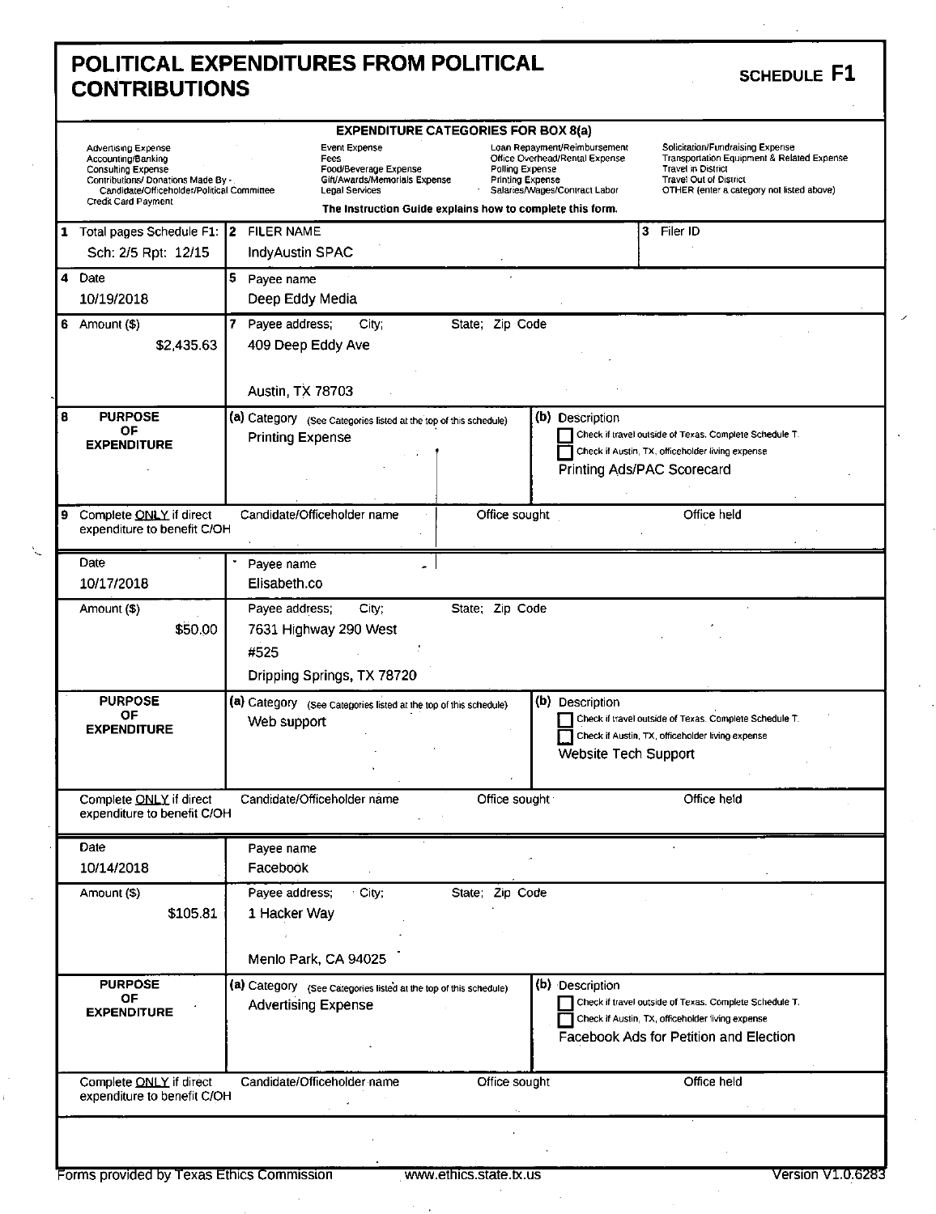# POLITICAL EXPENDITURES FROM POLITICAL CONTRIBUTIONS

**SCHEDULE F1**

**EXPENDITURE CATEGORIES FOR BOX 8(a)**

| | | | |
|---|---|---|---|
| Advertising Expense | Event Expense | Loan Repayment/Reimbursement | Solicitation/Fundraising Expense |
| Accounting/Banking | Fees | Office Overhead/Rental Expense | Transportation Equipment & Related Expense |
| Consulting Expense | Food/Beverage Expense | Polling Expense | Travel in District |
| Contributions/ Donations Made By - Candidate/Officeholder/Political Committee | Gift/Awards/Memorials Expense | Printing Expense | Travel Out of District |
| Credit Card Payment | Legal Services | Salaries/Wages/Contract Labor | OTHER (enter a category not listed above) |

**The Instruction Guide explains how to complete this form.**

| | |
|---|---|
| **1** Total pages Schedule F1: Sch: 2/5 Rpt: 12/15 | **2** FILER NAME: IndyAustin SPAC |
| **3** Filer ID | |

---

| Field | Value |
|---|---|
| **4** Date | 10/19/2018 |
| **5** Payee name | Deep Eddy Media |
| **6** Amount ($) | $2,435.63 |
| **7** Payee address; City; State; Zip Code | 409 Deep Eddy Ave, Austin, TX 78703 |
| **8** PURPOSE OF EXPENDITURE — (a) Category | Printing Expense |
| (b) Description | Printing Ads/PAC Scorecard |
| Check if travel outside of Texas. Complete Schedule T. | ☐ |
| Check if Austin, TX, officeholder living expense | ☐ |
| **9** Complete ONLY if direct expenditure to benefit C/OH — Candidate/Officeholder name / Office sought / Office held | |

---

| Field | Value |
|---|---|
| Date | 10/17/2018 |
| Payee name | Elisabeth.co |
| Amount ($) | $50.00 |
| Payee address; City; State; Zip Code | 7631 Highway 290 West, #525, Dripping Springs, TX 78720 |
| PURPOSE OF EXPENDITURE — (a) Category | Web support |
| (b) Description | Website Tech Support |
| Check if travel outside of Texas. Complete Schedule T. | ☐ |
| Check if Austin, TX, officeholder living expense | ☐ |
| Complete ONLY if direct expenditure to benefit C/OH — Candidate/Officeholder name / Office sought / Office held | |

---

| Field | Value |
|---|---|
| Date | 10/14/2018 |
| Payee name | Facebook |
| Amount ($) | $105.81 |
| Payee address; City; State; Zip Code | 1 Hacker Way, Menlo Park, CA 94025 |
| PURPOSE OF EXPENDITURE — (a) Category | Advertising Expense |
| (b) Description | Facebook Ads for Petition and Election |
| Check if travel outside of Texas. Complete Schedule T. | ☐ |
| Check if Austin, TX, officeholder living expense | ☐ |
| Complete ONLY if direct expenditure to benefit C/OH — Candidate/Officeholder name / Office sought / Office held | |

Forms provided by Texas Ethics Commission www.ethics.state.tx.us Version V1.0.6283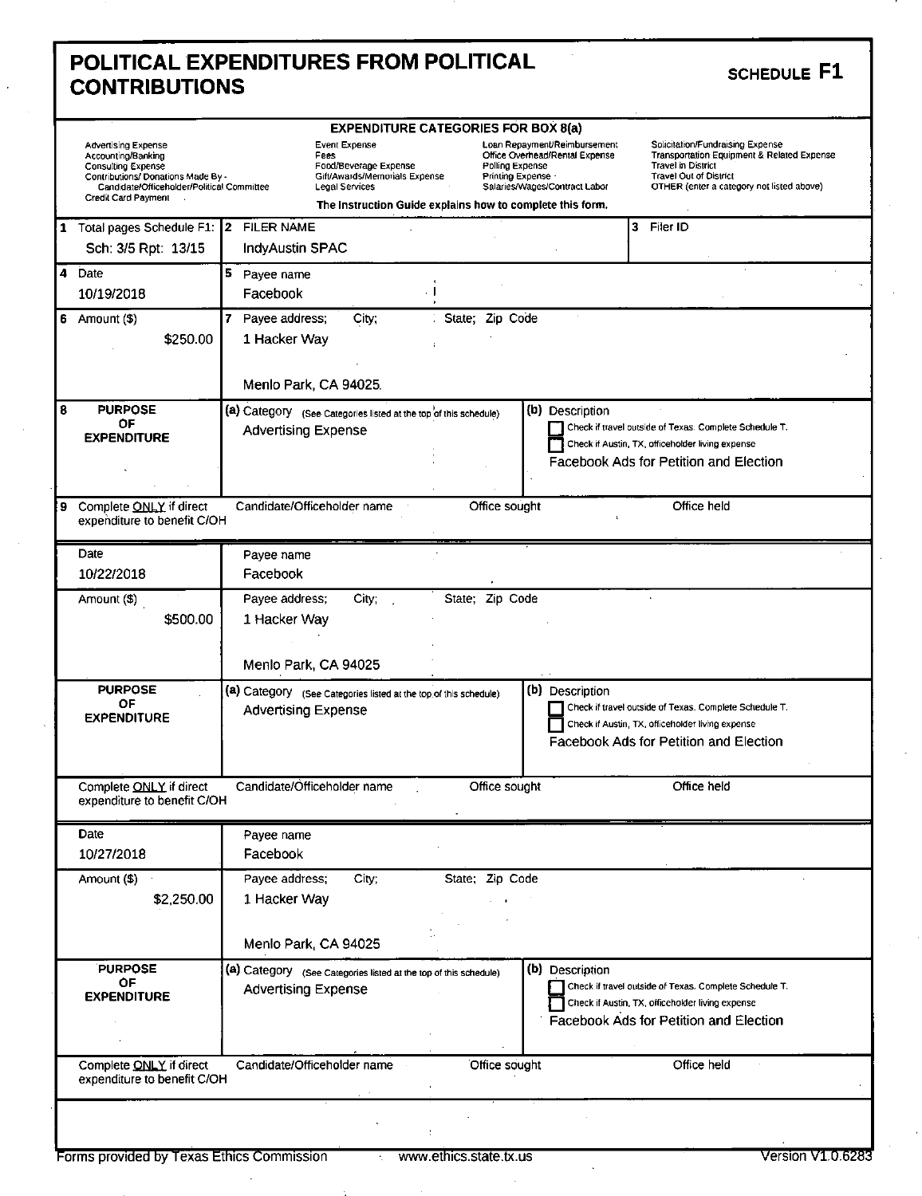# POLITICAL EXPENDITURES FROM POLITICAL CONTRIBUTIONS

**SCHEDULE F1**

**EXPENDITURE CATEGORIES FOR BOX 8(a)**

| | | | |
|---|---|---|---|
| Advertising Expense | Event Expense | Loan Repayment/Reimbursement | Solicitation/Fundraising Expense |
| Accounting/Banking | Fees | Office Overhead/Rental Expense | Transportation Equipment & Related Expense |
| Consulting Expense | Food/Beverage Expense | Polling Expense | Travel in District |
| Contributions/ Donations Made By - Candidate/Officeholder/Political Committee | Gift/Awards/Memorials Expense | Printing Expense | Travel Out of District |
| Credit Card Payment | Legal Services | Salaries/Wages/Contract Labor | OTHER (enter a category not listed above) |

The Instruction Guide explains how to complete this form.

| | | |
|---|---|---|
| **1** Total pages Schedule F1: Sch: 3/5 Rpt: 13/15 | **2** FILER NAME IndyAustin SPAC | **3** Filer ID |

---

| | |
|---|---|
| **4** Date: 10/19/2018 | **5** Payee name: Facebook |
| **6** Amount ($): $250.00 | **7** Payee address; City; State; Zip Code: 1 Hacker Way, Menlo Park, CA 94025 |
| **8** PURPOSE OF EXPENDITURE | (a) Category: Advertising Expense |
| | (b) Description: ☐ Check if travel outside of Texas. Complete Schedule T. ☐ Check if Austin, TX, officeholder living expense. Facebook Ads for Petition and Election |
| **9** Complete ONLY if direct expenditure to benefit C/OH | Candidate/Officeholder name: — Office sought: — Office held: — |

---

| | |
|---|---|
| Date: 10/22/2018 | Payee name: Facebook |
| Amount ($): $500.00 | Payee address; City; State; Zip Code: 1 Hacker Way, Menlo Park, CA 94025 |
| PURPOSE OF EXPENDITURE | (a) Category: Advertising Expense |
| | (b) Description: ☐ Check if travel outside of Texas. Complete Schedule T. ☐ Check if Austin, TX, officeholder living expense. Facebook Ads for Petition and Election |
| Complete ONLY if direct expenditure to benefit C/OH | Candidate/Officeholder name: — Office sought: — Office held: — |

---

| | |
|---|---|
| Date: 10/27/2018 | Payee name: Facebook |
| Amount ($): $2,250.00 | Payee address; City; State; Zip Code: 1 Hacker Way, Menlo Park, CA 94025 |
| PURPOSE OF EXPENDITURE | (a) Category: Advertising Expense |
| | (b) Description: ☐ Check if travel outside of Texas. Complete Schedule T. ☐ Check if Austin, TX, officeholder living expense. Facebook Ads for Petition and Election |
| Complete ONLY if direct expenditure to benefit C/OH | Candidate/Officeholder name: — Office sought: — Office held: — |

Forms provided by Texas Ethics Commission www.ethics.state.tx.us Version V1.0.6283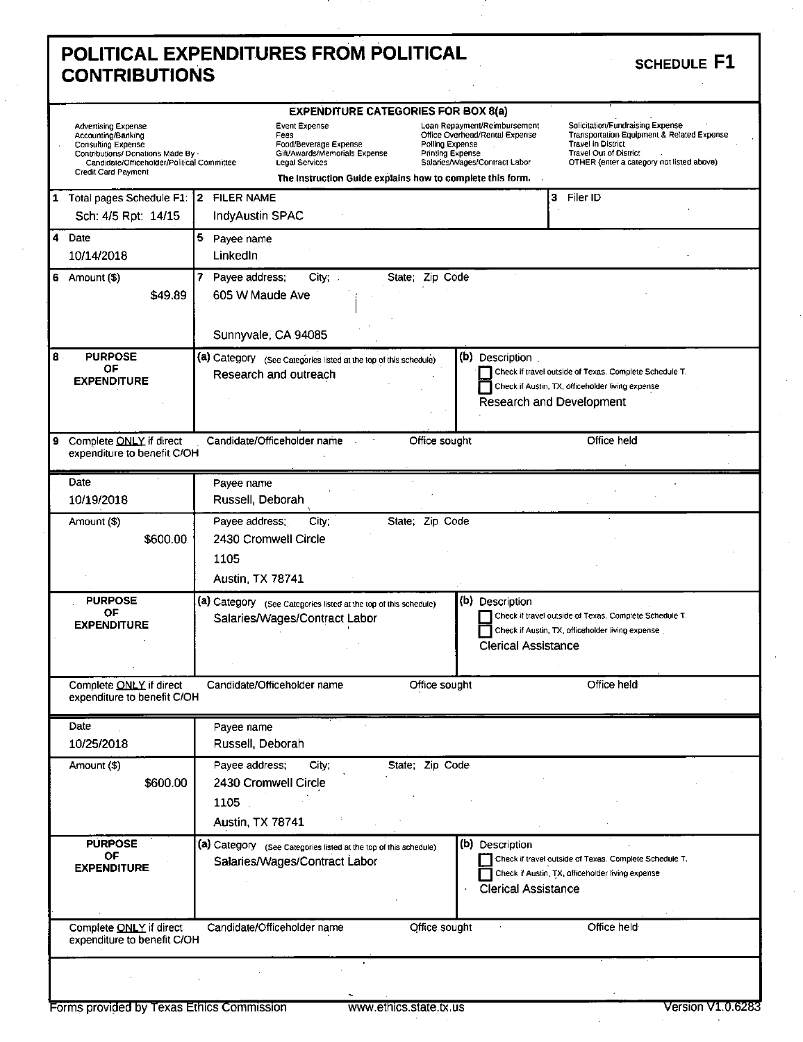# POLITICAL EXPENDITURES FROM POLITICAL CONTRIBUTIONS

**SCHEDULE F1**

**EXPENDITURE CATEGORIES FOR BOX 8(a)**

| | | | |
|---|---|---|---|
| Advertising Expense | Event Expense | Loan Repayment/Reimbursement | Solicitation/Fundraising Expense |
| Accounting/Banking | Fees | Office Overhead/Rental Expense | Transportation Equipment & Related Expense |
| Consulting Expense | Food/Beverage Expense | Polling Expense | Travel In District |
| Contributions/ Donations Made By - Candidate/Officeholder/Political Committee | Gift/Awards/Memorials Expense | Printing Expense | Travel Out of District |
| Credit Card Payment | Legal Services | Salaries/Wages/Contract Labor | OTHER (enter a category not listed above) |

The Instruction Guide explains how to complete this form.

| | | |
|---|---|---|
| **1** Total pages Schedule F1: Sch: 4/5 Rpt: 14/15 | **2** FILER NAME: IndyAustin SPAC | **3** Filer ID |

---

**4** Date: 10/14/2018

**5** Payee name: LinkedIn

**6** Amount ($): $49.89

**7** Payee address; City; State; Zip Code:
605 W Maude Ave
Sunnyvale, CA 94085

**8** PURPOSE OF EXPENDITURE
- (a) Category (See Categories listed at the top of this schedule): Research and outreach
- (b) Description: Research and Development
  - ☐ Check if travel outside of Texas. Complete Schedule T.
  - ☐ Check if Austin, TX, officeholder living expense

**9** Complete ONLY if direct expenditure to benefit C/OH — Candidate/Officeholder name: | Office sought: | Office held:

---

Date: 10/19/2018

Payee name: Russell, Deborah

Amount ($): $600.00

Payee address; City; State; Zip Code:
2430 Cromwell Circle
1105
Austin, TX 78741

PURPOSE OF EXPENDITURE
- (a) Category (See Categories listed at the top of this schedule): Salaries/Wages/Contract Labor
- (b) Description: Clerical Assistance
  - ☐ Check if travel outside of Texas. Complete Schedule T.
  - ☐ Check if Austin, TX, officeholder living expense

Complete ONLY if direct expenditure to benefit C/OH — Candidate/Officeholder name: | Office sought: | Office held:

---

Date: 10/25/2018

Payee name: Russell, Deborah

Amount ($): $600.00

Payee address; City; State; Zip Code:
2430 Cromwell Circle
1105
Austin, TX 78741

PURPOSE OF EXPENDITURE
- (a) Category (See Categories listed at the top of this schedule): Salaries/Wages/Contract Labor
- (b) Description: Clerical Assistance
  - ☐ Check if travel outside of Texas. Complete Schedule T.
  - ☐ Check if Austin, TX, officeholder living expense

Complete ONLY if direct expenditure to benefit C/OH — Candidate/Officeholder name: | Office sought: | Office held:

---

Forms provided by Texas Ethics Commission — www.ethics.state.tx.us — Version V1.0.6283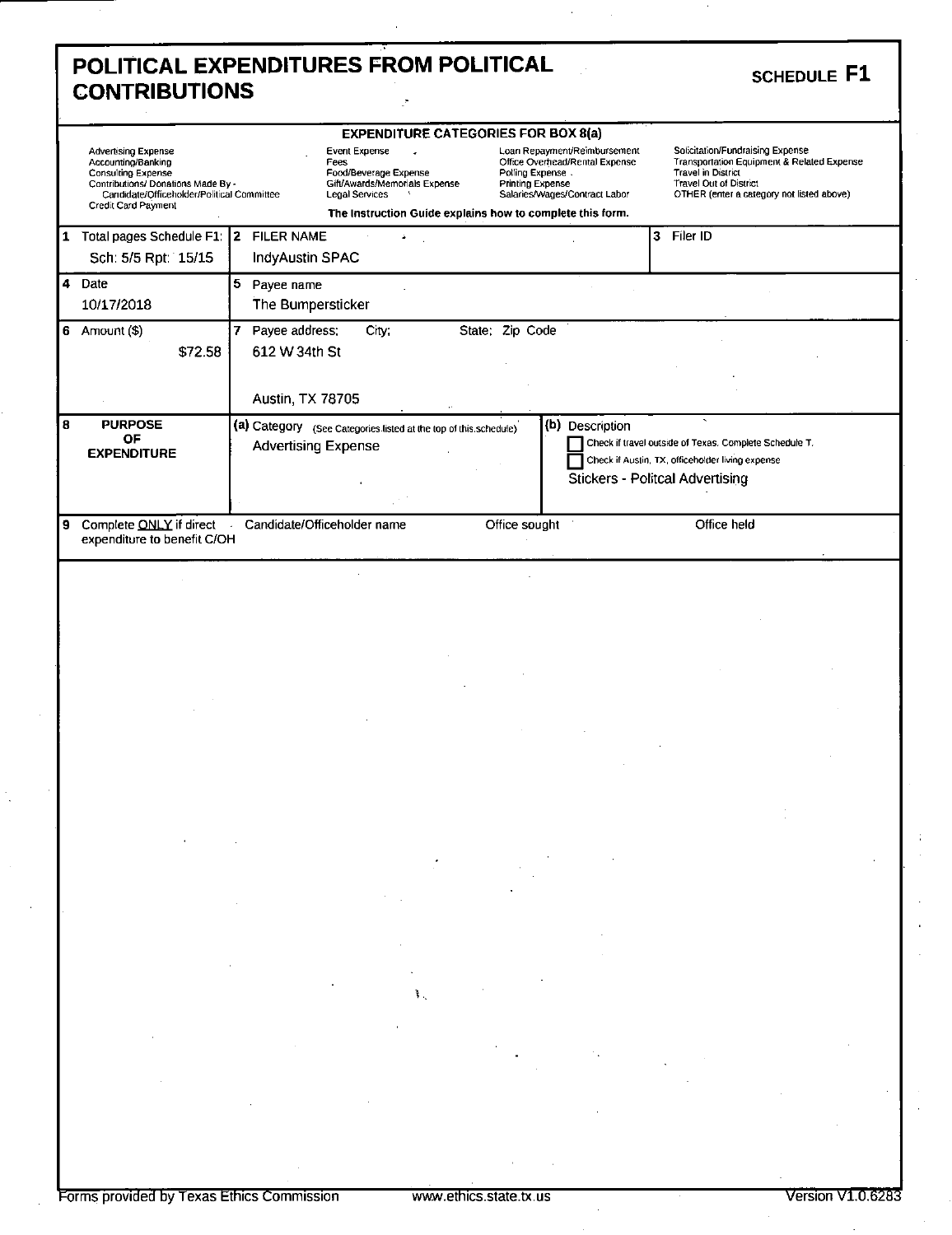# POLITICAL EXPENDITURES FROM POLITICAL CONTRIBUTIONS

**SCHEDULE F1**

**EXPENDITURE CATEGORIES FOR BOX 8(a)**

| | | | |
|---|---|---|---|
| Advertising Expense | Event Expense | Loan Repayment/Reimbursement | Solicitation/Fundraising Expense |
| Accounting/Banking | Fees | Office Overhead/Rental Expense | Transportation Equipment & Related Expense |
| Consulting Expense | Food/Beverage Expense | Polling Expense | Travel in District |
| Contributions/ Donations Made By - Candidate/Officeholder/Political Committee | Gift/Awards/Memorials Expense | Printing Expense | Travel Out of District |
| Credit Card Payment | Legal Services | Salaries/Wages/Contract Labor | OTHER (enter a category not listed above) |

**The Instruction Guide explains how to complete this form.**

| | | |
|---|---|---|
| 1 Total pages Schedule F1: Sch: 5/5 Rpt: 15/15 | 2 FILER NAME IndyAustin SPAC | 3 Filer ID |
| 4 Date 10/17/2018 | 5 Payee name The Bumpersticker | |
| 6 Amount ($) $72.58 | 7 Payee address; City; State; Zip Code 612 W 34th St Austin, TX 78705 | |
| 8 **PURPOSE OF EXPENDITURE** | (a) Category (See Categories listed at the top of this schedule) Advertising Expense | (b) Description ☐ Check if travel outside of Texas. Complete Schedule T. ☐ Check if Austin, TX, officeholder living expense Stickers - Politcal Advertising |
| 9 Complete ONLY if direct expenditure to benefit C/OH | Candidate/Officeholder name / Office sought | Office held |

Forms provided by Texas Ethics Commission www.ethics.state.tx.us Version V1.0.6283